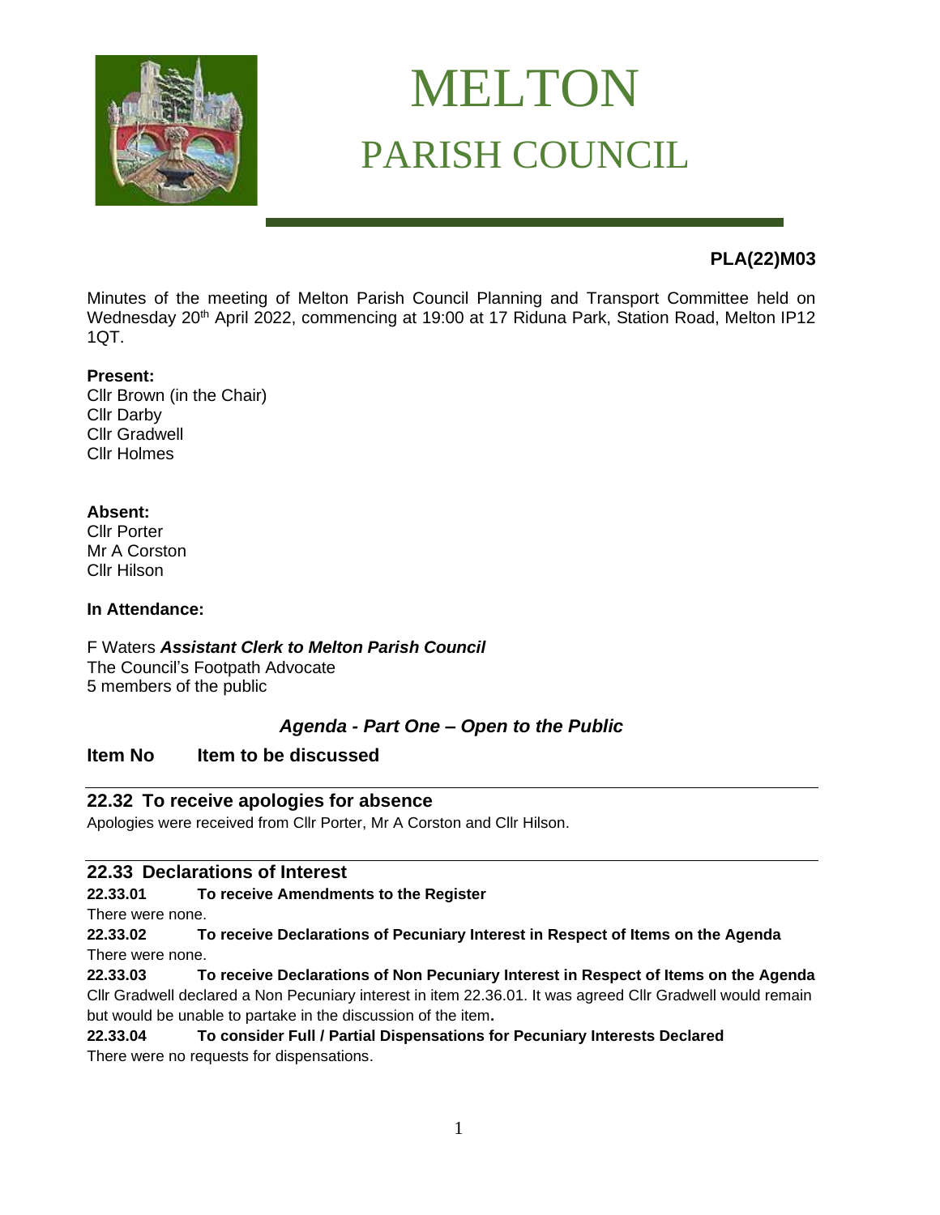# MELTON
## PARISH COUNCIL

**PLA(22)M03**

Minutes of the meeting of Melton Parish Council Planning and Transport Committee held on Wednesday 20th April 2022, commencing at 19:00 at 17 Riduna Park, Station Road, Melton IP12 1QT.

**Present:**
Cllr Brown (in the Chair)
Cllr Darby
Cllr Gradwell
Cllr Holmes

**Absent:**
Cllr Porter
Mr A Corston
Cllr Hilson

**In Attendance:**

F Waters ***Assistant Clerk to Melton Parish Council***
The Council's Footpath Advocate
5 members of the public

***Agenda - Part One – Open to the Public***

**Item No    Item to be discussed**

### 22.32 To receive apologies for absence

Apologies were received from Cllr Porter, Mr A Corston and Cllr Hilson.

### 22.33 Declarations of Interest

**22.33.01    To receive Amendments to the Register**

There were none.

**22.33.02    To receive Declarations of Pecuniary Interest in Respect of Items on the Agenda**

There were none.

**22.33.03    To receive Declarations of Non Pecuniary Interest in Respect of Items on the Agenda**

Cllr Gradwell declared a Non Pecuniary interest in item 22.36.01. It was agreed Cllr Gradwell would remain but would be unable to partake in the discussion of the item**.**

**22.33.04    To consider Full / Partial Dispensations for Pecuniary Interests Declared**

There were no requests for dispensations.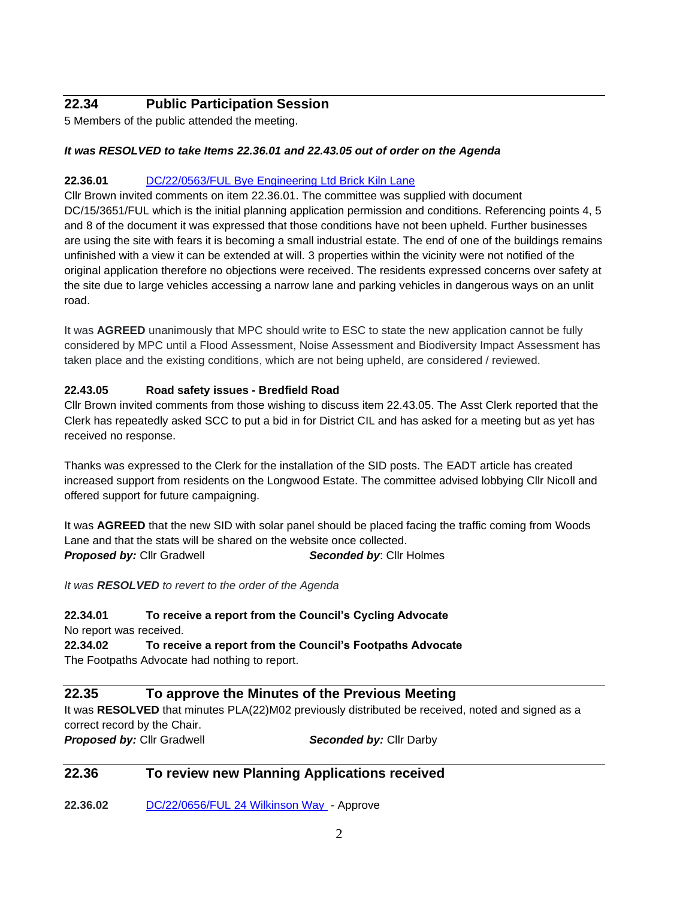## 22.34 Public Participation Session

5 Members of the public attended the meeting.

***It was RESOLVED to take Items 22.36.01 and 22.43.05 out of order on the Agenda***

**22.36.01** DC/22/0563/FUL Bye Engineering Ltd Brick Kiln Lane

Cllr Brown invited comments on item 22.36.01. The committee was supplied with document DC/15/3651/FUL which is the initial planning application permission and conditions. Referencing points 4, 5 and 8 of the document it was expressed that those conditions have not been upheld. Further businesses are using the site with fears it is becoming a small industrial estate. The end of one of the buildings remains unfinished with a view it can be extended at will. 3 properties within the vicinity were not notified of the original application therefore no objections were received. The residents expressed concerns over safety at the site due to large vehicles accessing a narrow lane and parking vehicles in dangerous ways on an unlit road.

It was **AGREED** unanimously that MPC should write to ESC to state the new application cannot be fully considered by MPC until a Flood Assessment, Noise Assessment and Biodiversity Impact Assessment has taken place and the existing conditions, which are not being upheld, are considered / reviewed.

**22.43.05 Road safety issues - Bredfield Road**

Cllr Brown invited comments from those wishing to discuss item 22.43.05. The Asst Clerk reported that the Clerk has repeatedly asked SCC to put a bid in for District CIL and has asked for a meeting but as yet has received no response.

Thanks was expressed to the Clerk for the installation of the SID posts. The EADT article has created increased support from residents on the Longwood Estate. The committee advised lobbying Cllr Nicoll and offered support for future campaigning.

It was **AGREED** that the new SID with solar panel should be placed facing the traffic coming from Woods Lane and that the stats will be shared on the website once collected.

***Proposed by:*** Cllr Gradwell ***Seconded by***: Cllr Holmes

*It was **RESOLVED** to revert to the order of the Agenda*

**22.34.01 To receive a report from the Council's Cycling Advocate**

No report was received.

**22.34.02 To receive a report from the Council's Footpaths Advocate**

The Footpaths Advocate had nothing to report.

## 22.35 To approve the Minutes of the Previous Meeting

It was **RESOLVED** that minutes PLA(22)M02 previously distributed be received, noted and signed as a correct record by the Chair.

***Proposed by:*** Cllr Gradwell ***Seconded by:*** Cllr Darby

## 22.36 To review new Planning Applications received

**22.36.02** DC/22/0656/FUL 24 Wilkinson Way - Approve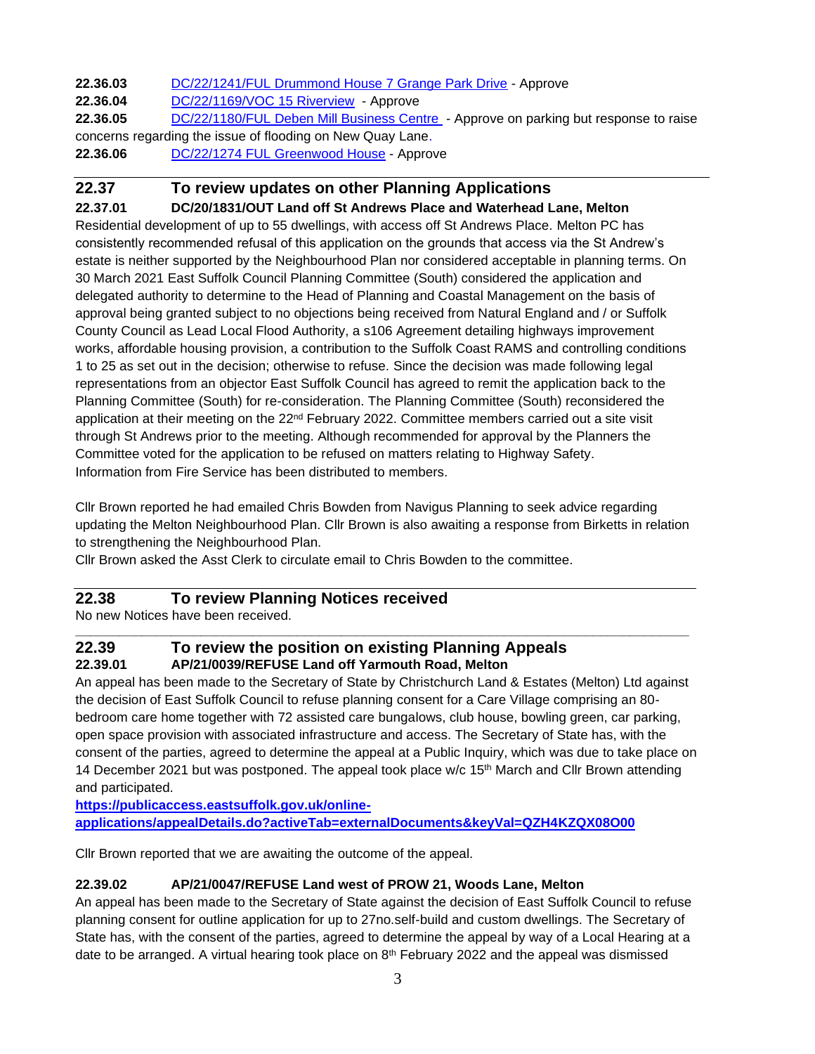**22.36.03** DC/22/1241/FUL Drummond House 7 Grange Park Drive - Approve

**22.36.04** DC/22/1169/VOC 15 Riverview - Approve

**22.36.05** DC/22/1180/FUL Deben Mill Business Centre - Approve on parking but response to raise concerns regarding the issue of flooding on New Quay Lane.

**22.36.06** DC/22/1274 FUL Greenwood House - Approve

---

## 22.37 To review updates on other Planning Applications

**22.37.01 DC/20/1831/OUT Land off St Andrews Place and Waterhead Lane, Melton**

Residential development of up to 55 dwellings, with access off St Andrews Place. Melton PC has consistently recommended refusal of this application on the grounds that access via the St Andrew's estate is neither supported by the Neighbourhood Plan nor considered acceptable in planning terms. On 30 March 2021 East Suffolk Council Planning Committee (South) considered the application and delegated authority to determine to the Head of Planning and Coastal Management on the basis of approval being granted subject to no objections being received from Natural England and / or Suffolk County Council as Lead Local Flood Authority, a s106 Agreement detailing highways improvement works, affordable housing provision, a contribution to the Suffolk Coast RAMS and controlling conditions 1 to 25 as set out in the decision; otherwise to refuse. Since the decision was made following legal representations from an objector East Suffolk Council has agreed to remit the application back to the Planning Committee (South) for re-consideration. The Planning Committee (South) reconsidered the application at their meeting on the 22nd February 2022. Committee members carried out a site visit through St Andrews prior to the meeting. Although recommended for approval by the Planners the Committee voted for the application to be refused on matters relating to Highway Safety.
Information from Fire Service has been distributed to members.

Cllr Brown reported he had emailed Chris Bowden from Navigus Planning to seek advice regarding updating the Melton Neighbourhood Plan. Cllr Brown is also awaiting a response from Birketts in relation to strengthening the Neighbourhood Plan.
Cllr Brown asked the Asst Clerk to circulate email to Chris Bowden to the committee.

---

## 22.38 To review Planning Notices received

No new Notices have been received.

---

## 22.39 To review the position on existing Planning Appeals

**22.39.01 AP/21/0039/REFUSE Land off Yarmouth Road, Melton**

An appeal has been made to the Secretary of State by Christchurch Land & Estates (Melton) Ltd against the decision of East Suffolk Council to refuse planning consent for a Care Village comprising an 80-bedroom care home together with 72 assisted care bungalows, club house, bowling green, car parking, open space provision with associated infrastructure and access. The Secretary of State has, with the consent of the parties, agreed to determine the appeal at a Public Inquiry, which was due to take place on 14 December 2021 but was postponed. The appeal took place w/c 15th March and Cllr Brown attending and participated.

**https://publicaccess.eastsuffolk.gov.uk/online-applications/appealDetails.do?activeTab=externalDocuments&keyVal=QZH4KZQX08O00**

Cllr Brown reported that we are awaiting the outcome of the appeal.

**22.39.02 AP/21/0047/REFUSE Land west of PROW 21, Woods Lane, Melton**

An appeal has been made to the Secretary of State against the decision of East Suffolk Council to refuse planning consent for outline application for up to 27no.self-build and custom dwellings. The Secretary of State has, with the consent of the parties, agreed to determine the appeal by way of a Local Hearing at a date to be arranged. A virtual hearing took place on 8th February 2022 and the appeal was dismissed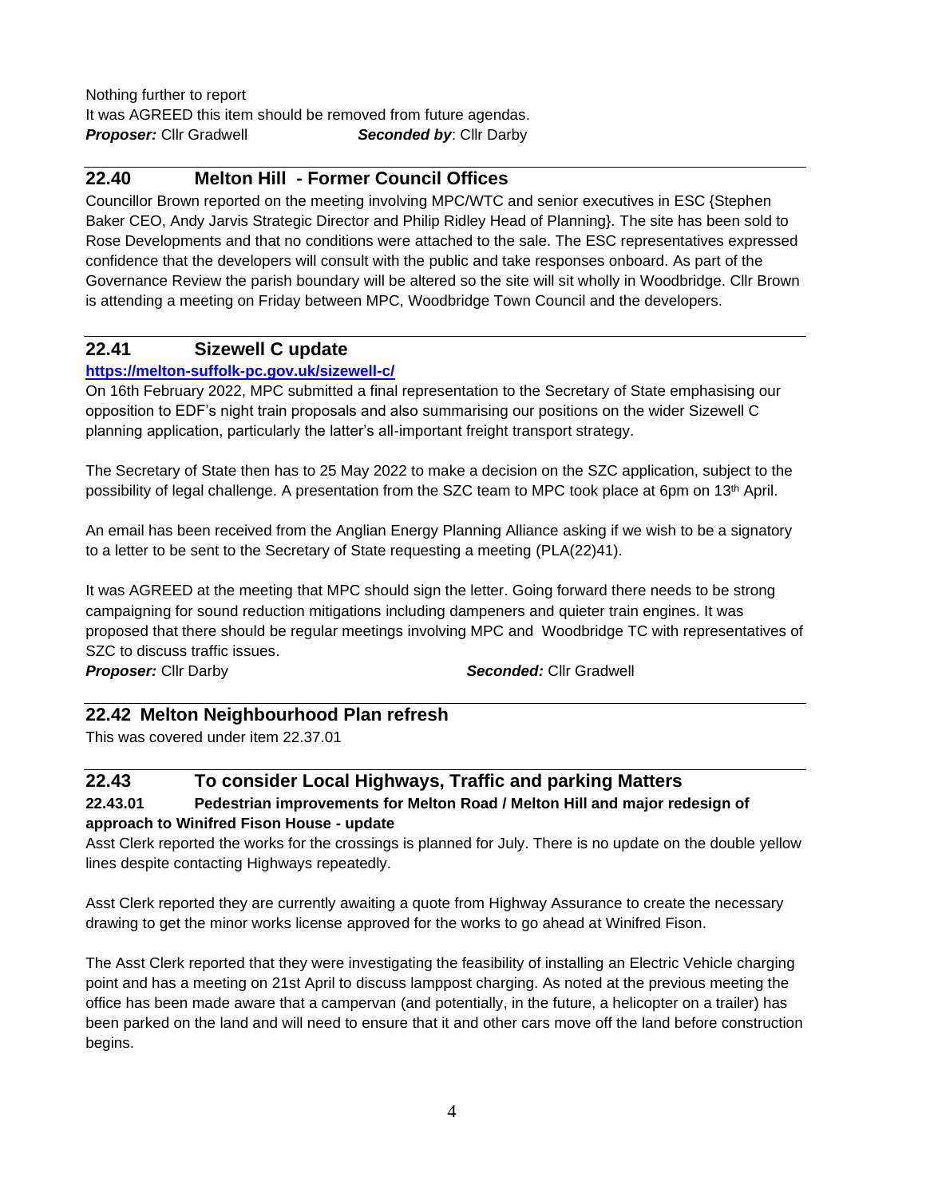Nothing further to report
It was AGREED this item should be removed from future agendas.
***Proposer:*** Cllr Gradwell ***Seconded by***: Cllr Darby

## 22.40 Melton Hill - Former Council Offices

Councillor Brown reported on the meeting involving MPC/WTC and senior executives in ESC {Stephen Baker CEO, Andy Jarvis Strategic Director and Philip Ridley Head of Planning}. The site has been sold to Rose Developments and that no conditions were attached to the sale. The ESC representatives expressed confidence that the developers will consult with the public and take responses onboard. As part of the Governance Review the parish boundary will be altered so the site will sit wholly in Woodbridge. Cllr Brown is attending a meeting on Friday between MPC, Woodbridge Town Council and the developers.

## 22.41 Sizewell C update

**https://melton-suffolk-pc.gov.uk/sizewell-c/**

On 16th February 2022, MPC submitted a final representation to the Secretary of State emphasising our opposition to EDF's night train proposals and also summarising our positions on the wider Sizewell C planning application, particularly the latter's all-important freight transport strategy.

The Secretary of State then has to 25 May 2022 to make a decision on the SZC application, subject to the possibility of legal challenge. A presentation from the SZC team to MPC took place at 6pm on 13th April.

An email has been received from the Anglian Energy Planning Alliance asking if we wish to be a signatory to a letter to be sent to the Secretary of State requesting a meeting (PLA(22)41).

It was AGREED at the meeting that MPC should sign the letter. Going forward there needs to be strong campaigning for sound reduction mitigations including dampeners and quieter train engines. It was proposed that there should be regular meetings involving MPC and Woodbridge TC with representatives of SZC to discuss traffic issues.
***Proposer:*** Cllr Darby ***Seconded:*** Cllr Gradwell

## 22.42 Melton Neighbourhood Plan refresh

This was covered under item 22.37.01

## 22.43 To consider Local Highways, Traffic and parking Matters

**22.43.01 Pedestrian improvements for Melton Road / Melton Hill and major redesign of approach to Winifred Fison House - update**

Asst Clerk reported the works for the crossings is planned for July. There is no update on the double yellow lines despite contacting Highways repeatedly.

Asst Clerk reported they are currently awaiting a quote from Highway Assurance to create the necessary drawing to get the minor works license approved for the works to go ahead at Winifred Fison.

The Asst Clerk reported that they were investigating the feasibility of installing an Electric Vehicle charging point and has a meeting on 21st April to discuss lamppost charging. As noted at the previous meeting the office has been made aware that a campervan (and potentially, in the future, a helicopter on a trailer) has been parked on the land and will need to ensure that it and other cars move off the land before construction begins.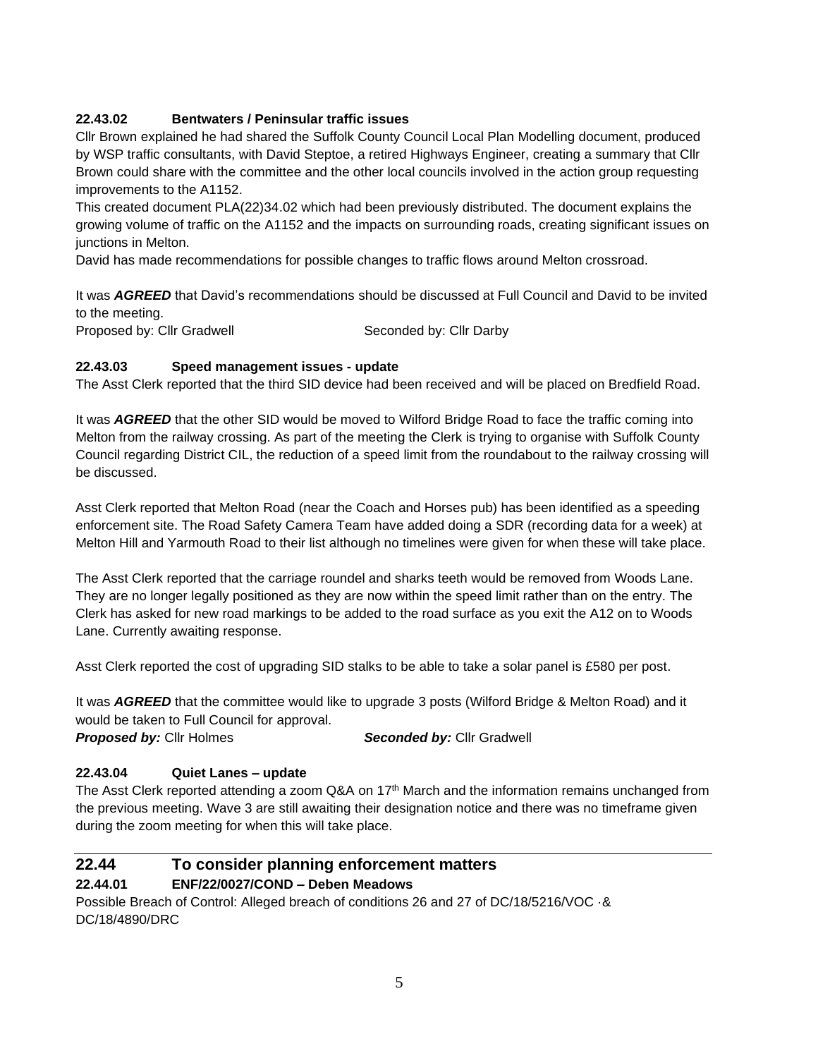### 22.43.02 Bentwaters / Peninsular traffic issues

Cllr Brown explained he had shared the Suffolk County Council Local Plan Modelling document, produced by WSP traffic consultants, with David Steptoe, a retired Highways Engineer, creating a summary that Cllr Brown could share with the committee and the other local councils involved in the action group requesting improvements to the A1152.

This created document PLA(22)34.02 which had been previously distributed. The document explains the growing volume of traffic on the A1152 and the impacts on surrounding roads, creating significant issues on junctions in Melton.

David has made recommendations for possible changes to traffic flows around Melton crossroad.

It was ***AGREED*** that David's recommendations should be discussed at Full Council and David to be invited to the meeting.

Proposed by: Cllr Gradwell Seconded by: Cllr Darby

### 22.43.03 Speed management issues - update

The Asst Clerk reported that the third SID device had been received and will be placed on Bredfield Road.

It was ***AGREED*** that the other SID would be moved to Wilford Bridge Road to face the traffic coming into Melton from the railway crossing. As part of the meeting the Clerk is trying to organise with Suffolk County Council regarding District CIL, the reduction of a speed limit from the roundabout to the railway crossing will be discussed.

Asst Clerk reported that Melton Road (near the Coach and Horses pub) has been identified as a speeding enforcement site. The Road Safety Camera Team have added doing a SDR (recording data for a week) at Melton Hill and Yarmouth Road to their list although no timelines were given for when these will take place.

The Asst Clerk reported that the carriage roundel and sharks teeth would be removed from Woods Lane. They are no longer legally positioned as they are now within the speed limit rather than on the entry. The Clerk has asked for new road markings to be added to the road surface as you exit the A12 on to Woods Lane. Currently awaiting response.

Asst Clerk reported the cost of upgrading SID stalks to be able to take a solar panel is £580 per post.

It was ***AGREED*** that the committee would like to upgrade 3 posts (Wilford Bridge & Melton Road) and it would be taken to Full Council for approval.

***Proposed by:*** Cllr Holmes ***Seconded by:*** Cllr Gradwell

### 22.43.04 Quiet Lanes – update

The Asst Clerk reported attending a zoom Q&A on 17th March and the information remains unchanged from the previous meeting. Wave 3 are still awaiting their designation notice and there was no timeframe given during the zoom meeting for when this will take place.

---

## 22.44 To consider planning enforcement matters

### 22.44.01 ENF/22/0027/COND – Deben Meadows

Possible Breach of Control: Alleged breach of conditions 26 and 27 of DC/18/5216/VOC ·& DC/18/4890/DRC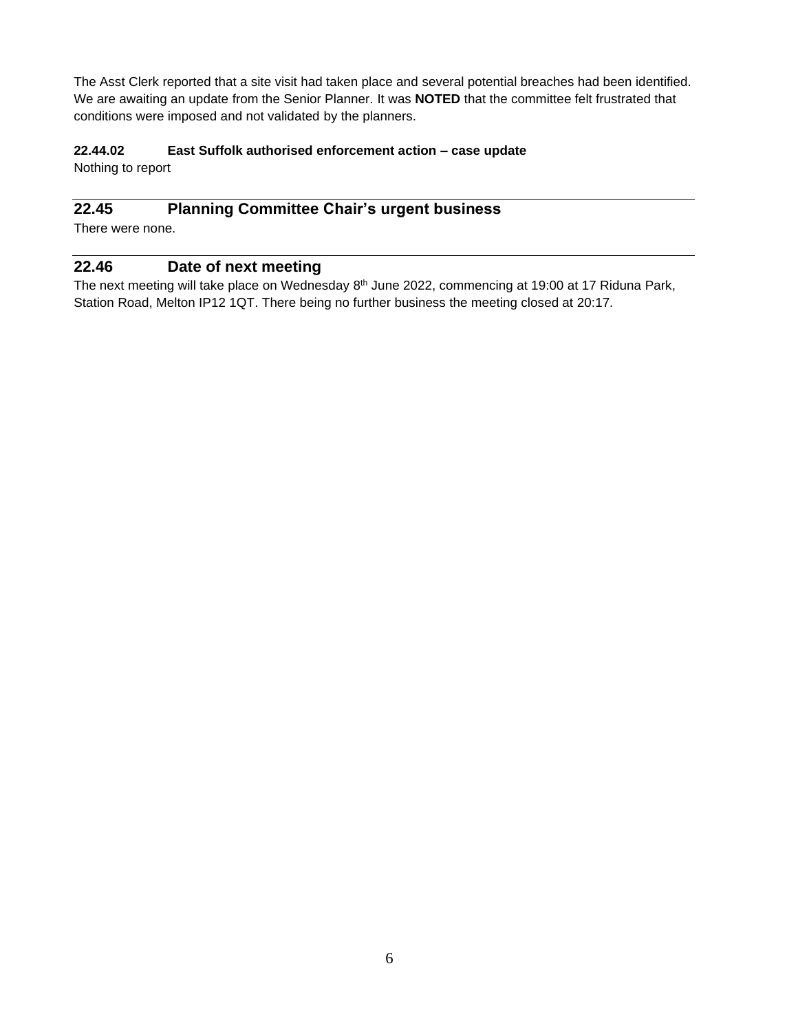The Asst Clerk reported that a site visit had taken place and several potential breaches had been identified. We are awaiting an update from the Senior Planner. It was **NOTED** that the committee felt frustrated that conditions were imposed and not validated by the planners.

#### 22.44.02 East Suffolk authorised enforcement action – case update

Nothing to report

## 22.45 Planning Committee Chair's urgent business

There were none.

## 22.46 Date of next meeting

The next meeting will take place on Wednesday 8th June 2022, commencing at 19:00 at 17 Riduna Park, Station Road, Melton IP12 1QT. There being no further business the meeting closed at 20:17.